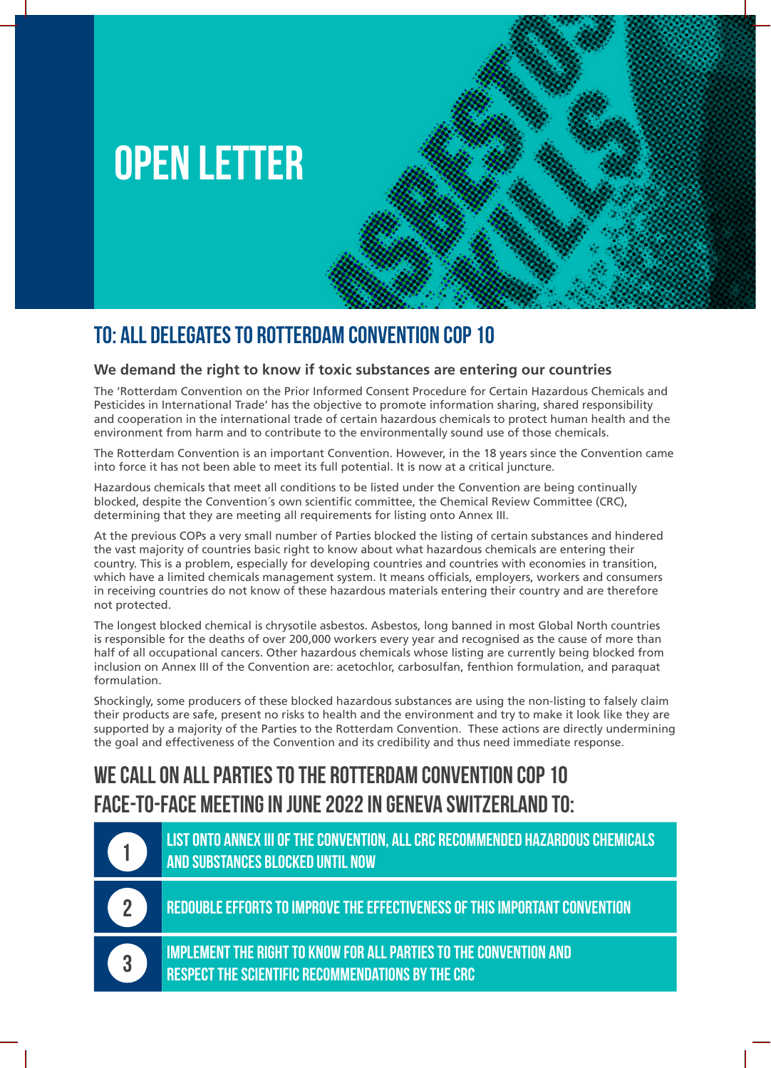# OPEN LETTER

## TO: ALL DELEGATES TO ROTTERDAM CONVENTION COP 10

**We demand the right to know if toxic substances are entering our countries**

The 'Rotterdam Convention on the Prior Informed Consent Procedure for Certain Hazardous Chemicals and Pesticides in International Trade' has the objective to promote information sharing, shared responsibility and cooperation in the international trade of certain hazardous chemicals to protect human health and the environment from harm and to contribute to the environmentally sound use of those chemicals.

The Rotterdam Convention is an important Convention. However, in the 18 years since the Convention came into force it has not been able to meet its full potential. It is now at a critical juncture.

Hazardous chemicals that meet all conditions to be listed under the Convention are being continually blocked, despite the Convention´s own scientific committee, the Chemical Review Committee (CRC), determining that they are meeting all requirements for listing onto Annex III.

At the previous COPs a very small number of Parties blocked the listing of certain substances and hindered the vast majority of countries basic right to know about what hazardous chemicals are entering their country. This is a problem, especially for developing countries and countries with economies in transition, which have a limited chemicals management system. It means officials, employers, workers and consumers in receiving countries do not know of these hazardous materials entering their country and are therefore not protected.

The longest blocked chemical is chrysotile asbestos. Asbestos, long banned in most Global North countries is responsible for the deaths of over 200,000 workers every year and recognised as the cause of more than half of all occupational cancers. Other hazardous chemicals whose listing are currently being blocked from inclusion on Annex III of the Convention are: acetochlor, carbosulfan, fenthion formulation, and paraquat formulation.

Shockingly, some producers of these blocked hazardous substances are using the non-listing to falsely claim their products are safe, present no risks to health and the environment and try to make it look like they are supported by a majority of the Parties to the Rotterdam Convention. These actions are directly undermining the goal and effectiveness of the Convention and its credibility and thus need immediate response.

## WE CALL ON ALL PARTIES TO THE ROTTERDAM CONVENTION COP 10 FACE-TO-FACE MEETING IN JUNE 2022 IN GENEVA SWITZERLAND TO:

1. LIST ONTO ANNEX III OF THE CONVENTION, ALL CRC RECOMMENDED HAZARDOUS CHEMICALS AND SUBSTANCES BLOCKED UNTIL NOW
2. REDOUBLE EFFORTS TO IMPROVE THE EFFECTIVENESS OF THIS IMPORTANT CONVENTION
3. IMPLEMENT THE RIGHT TO KNOW FOR ALL PARTIES TO THE CONVENTION AND RESPECT THE SCIENTIFIC RECOMMENDATIONS BY THE CRC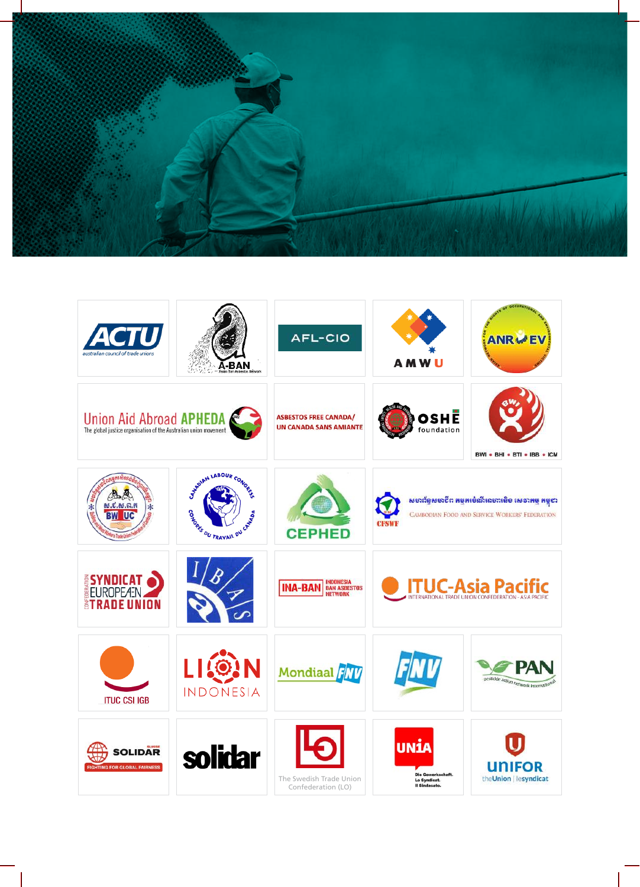ACTU australian council of trade unions

A-BAN Asian Ban Asbestos Network

AFL-CIO

AMWU

ANROEV

Union Aid Abroad APHEDA The global justice organisation of the Australian union movement

ASBESTOS FREE CANADA/ UN CANADA SANS AMIANTE

OSHE foundation

BWI • BHI • BTI • IBB • ICM

BWTUC

CANADIAN LABOUR CONGRESS CONGRÈS DU TRAVAIL DU CANADA

CEPHED

CFSWF Cambodian Food and Service Workers' Federation

CONFEDERATION SYNDICAT EUROPÆEN TRADE UNION

IBAS

INA-BAN INDONESIA BAN ASBESTOS NETWORK

ITUC-Asia Pacific INTERNATIONAL TRADE UNION CONFEDERATION - ASIA PACIFIC

ITUC CSI IGB

LION INDONESIA

Mondiaal FNV

FNV

PAN pesticide action network international

SOLIDAR SUISSE FIGHTING FOR GLOBAL FAIRNESS

solidar

LO The Swedish Trade Union Confederation (LO)

UNiA Die Gewerkschaft. Le Syndicat. Il Sindacato.

UNIFOR theUnion | lesyndicat